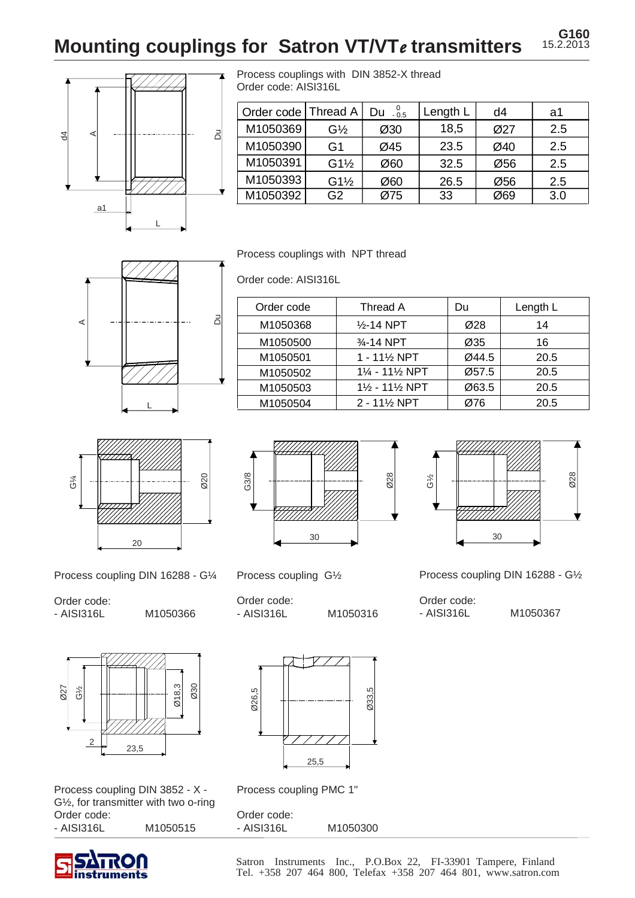# Mounting couplings for Satron VT/VT*e* transmitters

G160
15.2.2013

Process couplings with DIN 3852-X thread
Order code: AISI316L

| Order code | Thread A | Du $^{0}_{-0.5}$ | Length L | d4 | a1 |
|---|---|---|---|---|---|
| M1050369 | G½ | Ø30 | 18,5 | Ø27 | 2.5 |
| M1050390 | G1 | Ø45 | 23.5 | Ø40 | 2.5 |
| M1050391 | G1½ | Ø60 | 32.5 | Ø56 | 2.5 |
| M1050393 | G1½ | Ø60 | 26.5 | Ø56 | 2.5 |
| M1050392 | G2 | Ø75 | 33 | Ø69 | 3.0 |

Process couplings with NPT thread

Order code: AISI316L

| Order code | Thread A | Du | Length L |
|---|---|---|---|
| M1050368 | ½-14 NPT | Ø28 | 14 |
| M1050500 | ¾-14 NPT | Ø35 | 16 |
| M1050501 | 1 - 11½ NPT | Ø44.5 | 20.5 |
| M1050502 | 1¼ - 11½ NPT | Ø57.5 | 20.5 |
| M1050503 | 1½ - 11½ NPT | Ø63.5 | 20.5 |
| M1050504 | 2 - 11½ NPT | Ø76 | 20.5 |

Process coupling DIN 16288 - G¼

Order code:
- AISI316L M1050366

Process coupling G½

Order code:
- AISI316L M1050316

Process coupling DIN 16288 - G½

Order code:
- AISI316L M1050367

Process coupling DIN 3852 - X - G½, for transmitter with two o-ring
Order code:
- AISI316L M1050515

Process coupling PMC 1"

Order code:
- AISI316L M1050300

Satron Instruments Inc., P.O.Box 22, FI-33901 Tampere, Finland
Tel. +358 207 464 800, Telefax +358 207 464 801, www.satron.com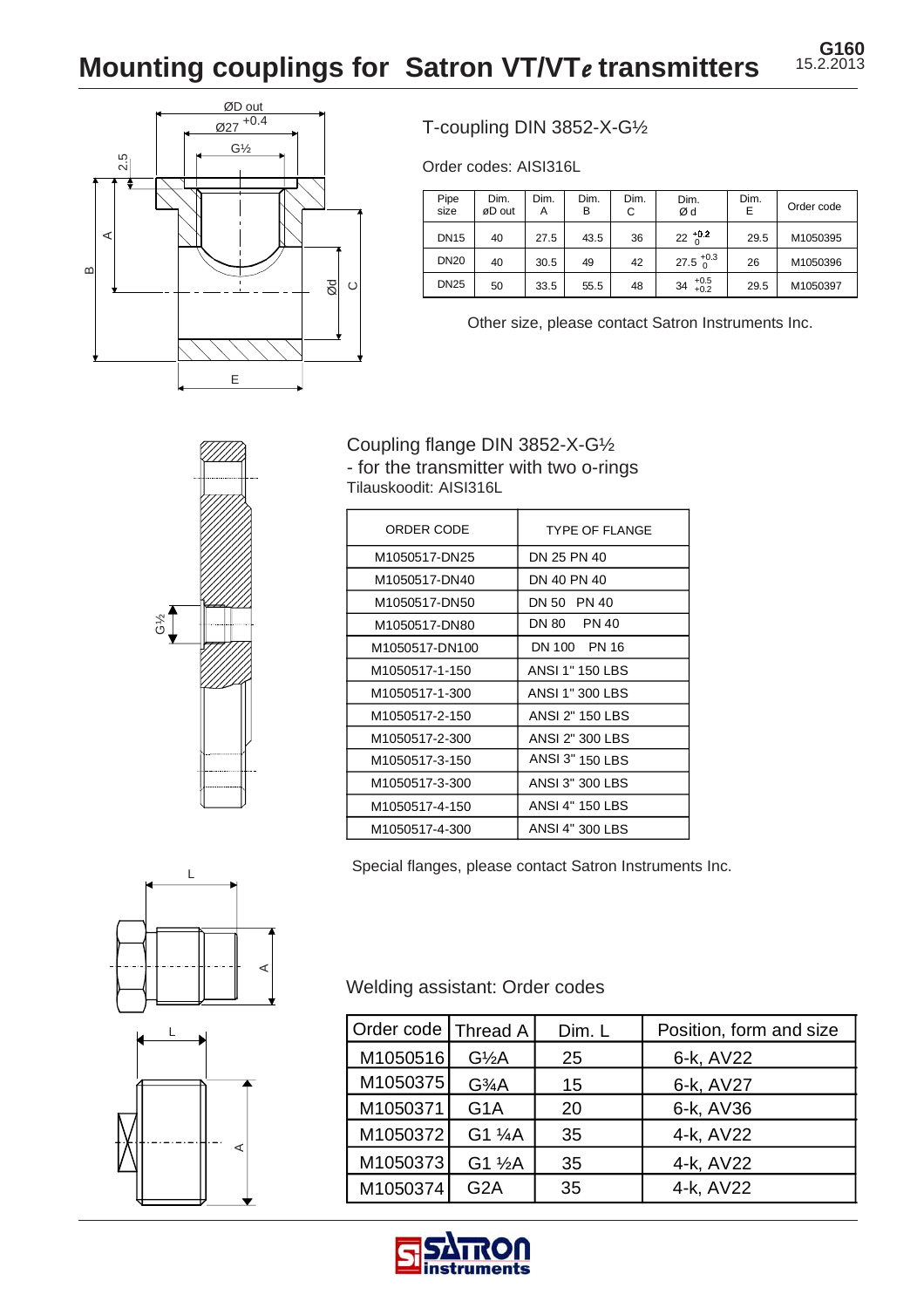# Mounting couplings for Satron VT/VT*e* transmitters

ØD out
Ø27 +0.4
G½
2.5
A
B
Ød
C
E

T-coupling DIN 3852-X-G½

Order codes: AISI316L

| Pipe size | Dim. øD out | Dim. A | Dim. B | Dim. C | Dim. Ø d | Dim. E | Order code |
|---|---|---|---|---|---|---|---|
| DN15 | 40 | 27.5 | 43.5 | 36 | 22 $^{+0.2}_{0}$ | 29.5 | M1050395 |
| DN20 | 40 | 30.5 | 49 | 42 | 27.5 $^{+0.3}_{0}$ | 26 | M1050396 |
| DN25 | 50 | 33.5 | 55.5 | 48 | 34 $^{+0.5}_{+0.2}$ | 29.5 | M1050397 |

Other size, please contact Satron Instruments Inc.

G½

Coupling flange DIN 3852-X-G½
- for the transmitter with two o-rings
Tilauskoodit: AISI316L

| ORDER CODE | TYPE OF FLANGE |
|---|---|
| M1050517-DN25 | DN 25 PN 40 |
| M1050517-DN40 | DN 40 PN 40 |
| M1050517-DN50 | DN 50 PN 40 |
| M1050517-DN80 | DN 80 PN 40 |
| M1050517-DN100 | DN 100 PN 16 |
| M1050517-1-150 | ANSI 1" 150 LBS |
| M1050517-1-300 | ANSI 1" 300 LBS |
| M1050517-2-150 | ANSI 2" 150 LBS |
| M1050517-2-300 | ANSI 2" 300 LBS |
| M1050517-3-150 | ANSI 3" 150 LBS |
| M1050517-3-300 | ANSI 3" 300 LBS |
| M1050517-4-150 | ANSI 4" 150 LBS |
| M1050517-4-300 | ANSI 4" 300 LBS |

Special flanges, please contact Satron Instruments Inc.

L
A
L
A

Welding assistant: Order codes

| Order code | Thread A | Dim. L | Position, form and size |
|---|---|---|---|
| M1050516 | G½A | 25 | 6-k, AV22 |
| M1050375 | G¾A | 15 | 6-k, AV27 |
| M1050371 | G1A | 20 | 6-k, AV36 |
| M1050372 | G1 ¼A | 35 | 4-k, AV22 |
| M1050373 | G1 ½A | 35 | 4-k, AV22 |
| M1050374 | G2A | 35 | 4-k, AV22 |

SATRON instruments